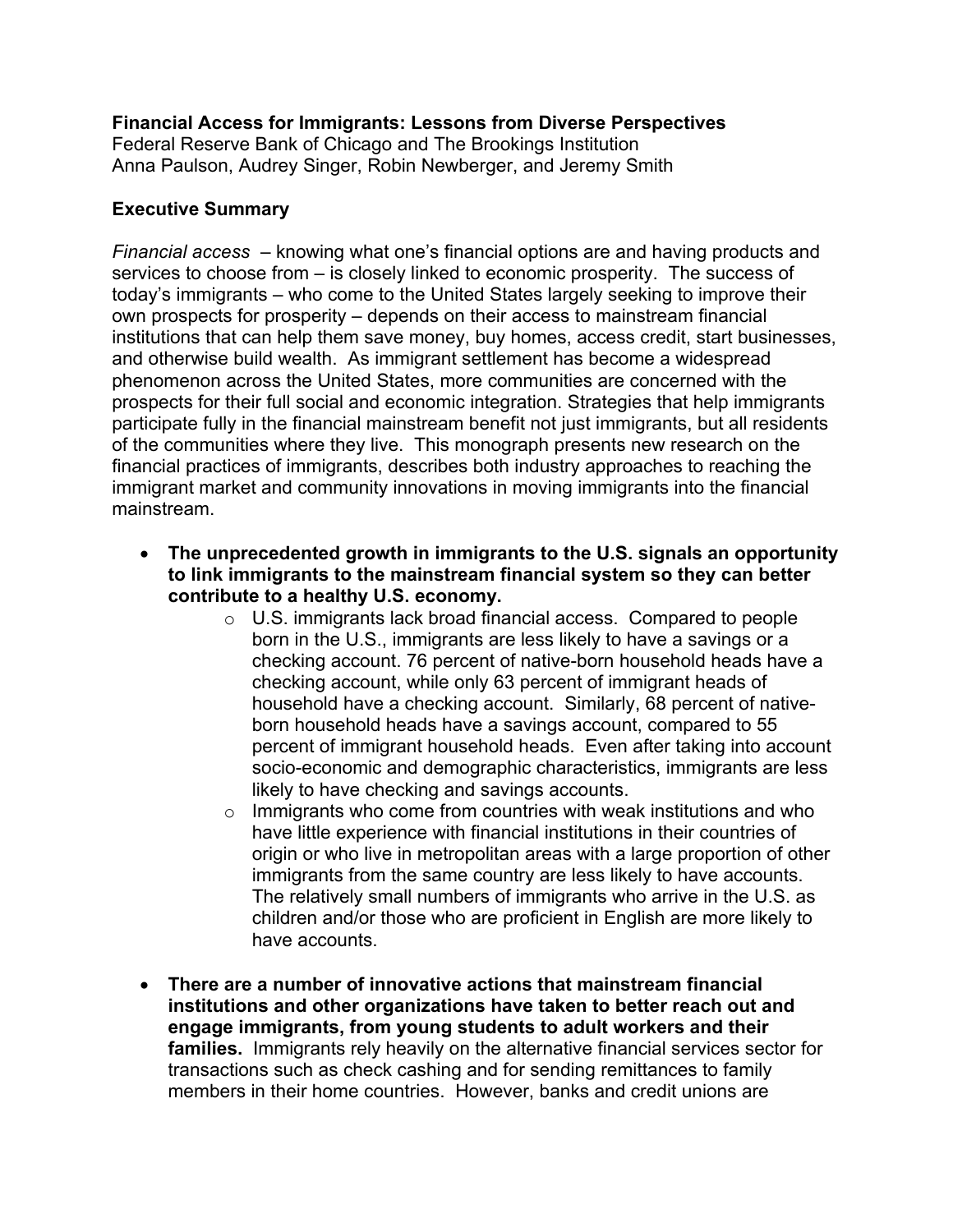**Financial Access for Immigrants: Lessons from Diverse Perspectives**
Federal Reserve Bank of Chicago and The Brookings Institution
Anna Paulson, Audrey Singer, Robin Newberger, and Jeremy Smith

## Executive Summary

*Financial access* – knowing what one's financial options are and having products and services to choose from – is closely linked to economic prosperity. The success of today's immigrants – who come to the United States largely seeking to improve their own prospects for prosperity – depends on their access to mainstream financial institutions that can help them save money, buy homes, access credit, start businesses, and otherwise build wealth. As immigrant settlement has become a widespread phenomenon across the United States, more communities are concerned with the prospects for their full social and economic integration. Strategies that help immigrants participate fully in the financial mainstream benefit not just immigrants, but all residents of the communities where they live. This monograph presents new research on the financial practices of immigrants, describes both industry approaches to reaching the immigrant market and community innovations in moving immigrants into the financial mainstream.

- **The unprecedented growth in immigrants to the U.S. signals an opportunity to link immigrants to the mainstream financial system so they can better contribute to a healthy U.S. economy.**
    - U.S. immigrants lack broad financial access. Compared to people born in the U.S., immigrants are less likely to have a savings or a checking account. 76 percent of native-born household heads have a checking account, while only 63 percent of immigrant heads of household have a checking account. Similarly, 68 percent of native-born household heads have a savings account, compared to 55 percent of immigrant household heads. Even after taking into account socio-economic and demographic characteristics, immigrants are less likely to have checking and savings accounts.
    - Immigrants who come from countries with weak institutions and who have little experience with financial institutions in their countries of origin or who live in metropolitan areas with a large proportion of other immigrants from the same country are less likely to have accounts. The relatively small numbers of immigrants who arrive in the U.S. as children and/or those who are proficient in English are more likely to have accounts.

- **There are a number of innovative actions that mainstream financial institutions and other organizations have taken to better reach out and engage immigrants, from young students to adult workers and their families.** Immigrants rely heavily on the alternative financial services sector for transactions such as check cashing and for sending remittances to family members in their home countries. However, banks and credit unions are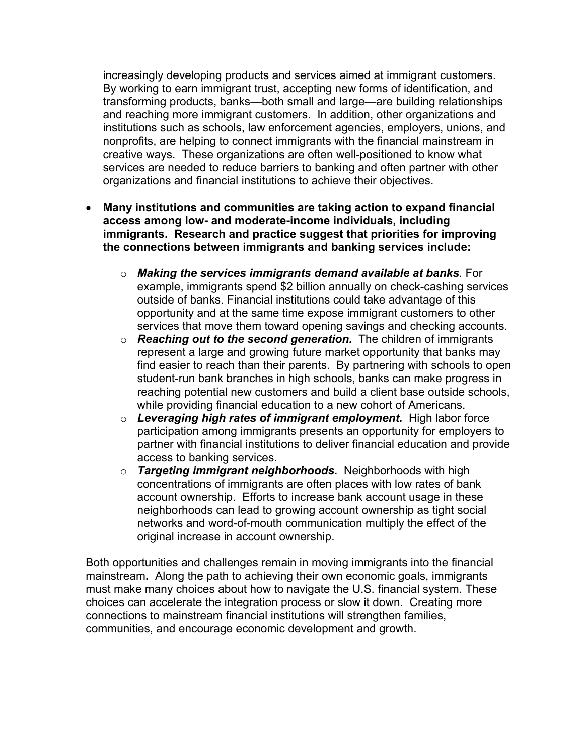increasingly developing products and services aimed at immigrant customers. By working to earn immigrant trust, accepting new forms of identification, and transforming products, banks—both small and large—are building relationships and reaching more immigrant customers. In addition, other organizations and institutions such as schools, law enforcement agencies, employers, unions, and nonprofits, are helping to connect immigrants with the financial mainstream in creative ways. These organizations are often well-positioned to know what services are needed to reduce barriers to banking and often partner with other organizations and financial institutions to achieve their objectives.

- **Many institutions and communities are taking action to expand financial access among low- and moderate-income individuals, including immigrants. Research and practice suggest that priorities for improving the connections between immigrants and banking services include:**
  - ***Making the services immigrants demand available at banks***. For example, immigrants spend $2 billion annually on check-cashing services outside of banks. Financial institutions could take advantage of this opportunity and at the same time expose immigrant customers to other services that move them toward opening savings and checking accounts.
  - ***Reaching out to the second generation.*** The children of immigrants represent a large and growing future market opportunity that banks may find easier to reach than their parents. By partnering with schools to open student-run bank branches in high schools, banks can make progress in reaching potential new customers and build a client base outside schools, while providing financial education to a new cohort of Americans.
  - ***Leveraging high rates of immigrant employment.*** High labor force participation among immigrants presents an opportunity for employers to partner with financial institutions to deliver financial education and provide access to banking services.
  - ***Targeting immigrant neighborhoods.*** Neighborhoods with high concentrations of immigrants are often places with low rates of bank account ownership. Efforts to increase bank account usage in these neighborhoods can lead to growing account ownership as tight social networks and word-of-mouth communication multiply the effect of the original increase in account ownership.

Both opportunities and challenges remain in moving immigrants into the financial mainstream**.** Along the path to achieving their own economic goals, immigrants must make many choices about how to navigate the U.S. financial system. These choices can accelerate the integration process or slow it down. Creating more connections to mainstream financial institutions will strengthen families, communities, and encourage economic development and growth.